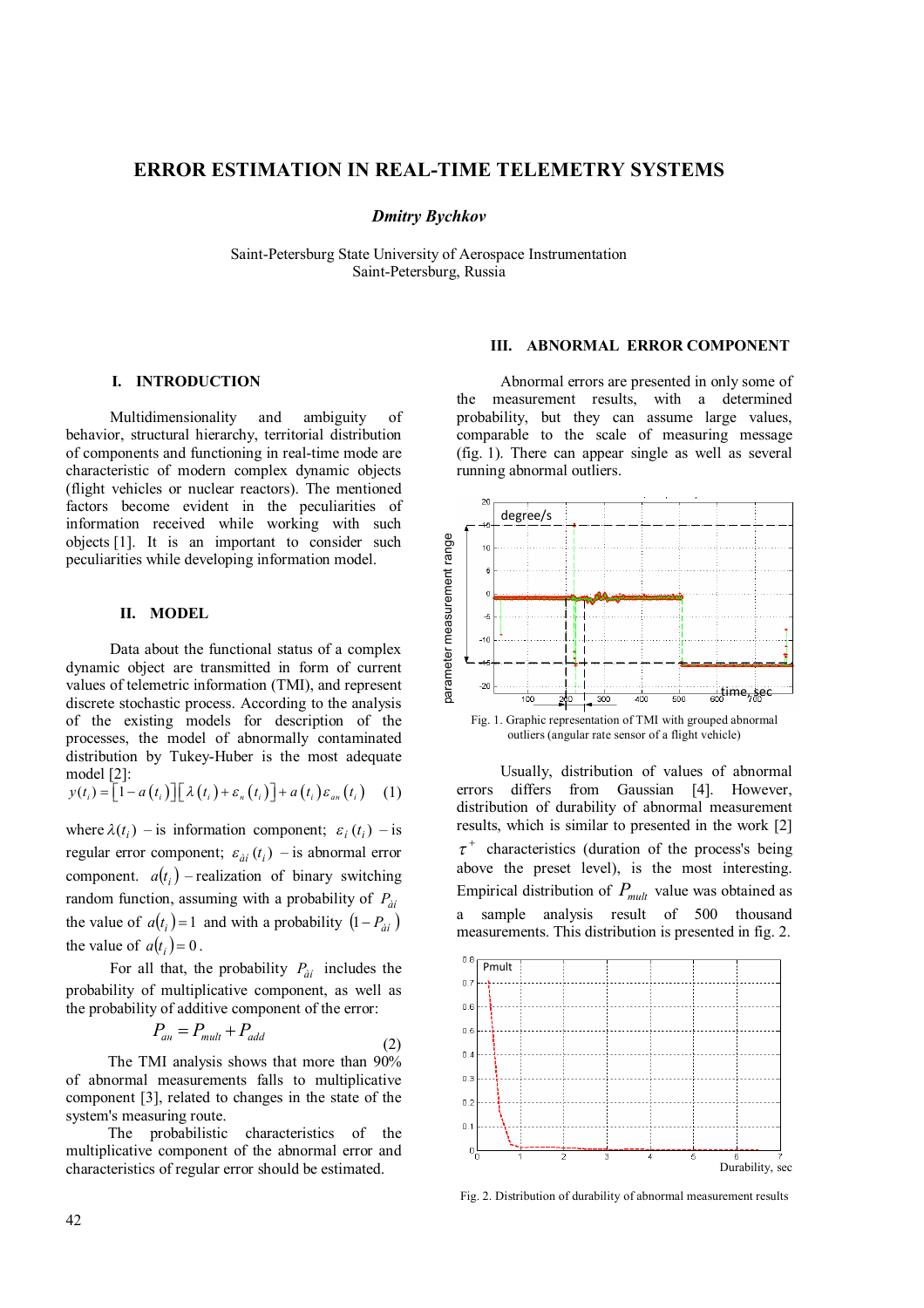# ERROR ESTIMATION IN REAL-TIME TELEMETRY SYSTEMS

***Dmitry Bychkov***

Saint-Petersburg State University of Aerospace Instrumentation
Saint-Petersburg, Russia

## I. INTRODUCTION

Multidimensionality and ambiguity of behavior, structural hierarchy, territorial distribution of components and functioning in real-time mode are characteristic of modern complex dynamic objects (flight vehicles or nuclear reactors). The mentioned factors become evident in the peculiarities of information received while working with such objects [1]. It is an important to consider such peculiarities while developing information model.

## II. MODEL

Data about the functional status of a complex dynamic object are transmitted in form of current values of telemetric information (TMI), and represent discrete stochastic process. According to the analysis of the existing models for description of the processes, the model of abnormally contaminated distribution by Tukey-Huber is the most adequate model [2]:

$$y(t_i) = \left[1 - a(t_i)\right]\left[\lambda(t_i) + \varepsilon_{\kappa}(t_i)\right] + a(t_i)\varepsilon_{a\mu}(t_i) \quad (1)$$

where $\lambda(t_i)$ – is information component; $\varepsilon_i(t_i)$ – is regular error component; $\varepsilon_{ai}(t_i)$ – is abnormal error component. $a(t_i)$ – realization of binary switching random function, assuming with a probability of $P_{ai}$ the value of $a(t_i) = 1$ and with a probability $(1 - P_{ai})$ the value of $a(t_i) = 0$.

For all that, the probability $P_{ai}$ includes the probability of multiplicative component, as well as the probability of additive component of the error:

$$P_{a\mu} = P_{mult} + P_{add} \quad (2)$$

The TMI analysis shows that more than 90% of abnormal measurements falls to multiplicative component [3], related to changes in the state of the system's measuring route.

The probabilistic characteristics of the multiplicative component of the abnormal error and characteristics of regular error should be estimated.

## III. ABNORMAL ERROR COMPONENT

Abnormal errors are presented in only some of the measurement results, with a determined probability, but they can assume large values, comparable to the scale of measuring message (fig. 1). There can appear single as well as several running abnormal outliers.

Fig. 1. Graphic representation of TMI with grouped abnormal outliers (angular rate sensor of a flight vehicle)

Usually, distribution of values of abnormal errors differs from Gaussian [4]. However, distribution of durability of abnormal measurement results, which is similar to presented in the work [2] $\tau^{+}$ characteristics (duration of the process's being above the preset level), is the most interesting. Empirical distribution of $P_{mult}$ value was obtained as a sample analysis result of 500 thousand measurements. This distribution is presented in fig. 2.

Fig. 2. Distribution of durability of abnormal measurement results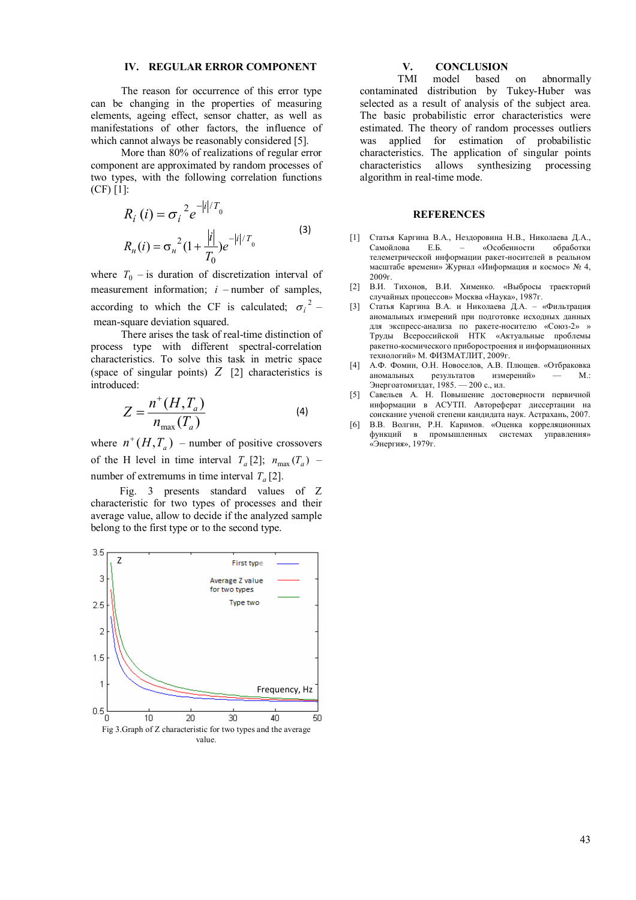## IV. REGULAR ERROR COMPONENT

The reason for occurrence of this error type can be changing in the properties of measuring elements, ageing effect, sensor chatter, as well as manifestations of other factors, the influence of which cannot always be reasonably considered [5].

More than 80% of realizations of regular error component are approximated by random processes of two types, with the following correlation functions (CF) [1]:

$$R_i(i) = \sigma_i^{\,2} e^{-|i|/T_0}$$
$$R_n(i) = \sigma_n^{\,2}(1 + \frac{|i|}{T_0})e^{-|i|/T_0} \qquad (3)$$

where $T_0$ – is duration of discretization interval of measurement information; $i$ – number of samples, according to which the CF is calculated; $\sigma_i^{\,2}$ – mean-square deviation squared.

There arises the task of real-time distinction of process type with different spectral-correlation characteristics. To solve this task in metric space (space of singular points) $Z$ [2] characteristics is introduced:

$$Z = \frac{n^+(H, T_a)}{n_{\max}(T_a)} \qquad (4)$$

where $n^+(H, T_a)$ – number of positive crossovers of the H level in time interval $T_a$ [2]; $n_{\max}(T_a)$ – number of extremums in time interval $T_a$ [2].

Fig. 3 presents standard values of Z characteristic for two types of processes and their average value, allow to decide if the analyzed sample belong to the first type or to the second type.

Z

First type

Average Z value for two types

Type two

Frequency, Hz

3.5
3
2.5
2
1.5
1
0.5

0
10
20
30
40
50

Fig 3.Graph of Z characteristic for two types and the average value.

## V. CONCLUSION

TMI model based on abnormally contaminated distribution by Tukey-Huber was selected as a result of analysis of the subject area. The basic probabilistic error characteristics were estimated. The theory of random processes outliers was applied for estimation of probabilistic characteristics. The application of singular points characteristics allows synthesizing processing algorithm in real-time mode.

## REFERENCES

[1] Статья Каргина В.А., Нездоровина Н.В., Николаева Д.А., Самойлова Е.Б. – «Особенности обработки телеметрической информации ракет-носителей в реальном масштабе времени» Журнал «Информация и космос» № 4, 2009г.

[2] В.И. Тихонов, В.И. Хименко. «Выбросы траекторий случайных процессов» Москва «Наука», 1987г.

[3] Статья Каргина В.А. и Николаева Д.А. – «Фильтрация аномальных измерений при подготовке исходных данных для экспресс-анализа по ракете-носителю «Союз-2» » Труды Всероссийской НТК «Актуальные проблемы ракетно-космического приборостроения и информационных технологий» М. ФИЗМАТЛИТ, 2009г.

[4] А.Ф. Фомин, О.Н. Новоселов, А.В. Плющев. «Отбраковка аномальных результатов измерений» — М.: Энергоатомиздат, 1985. — 200 с., ил.

[5] Савельев А. Н. Повышение достоверности первичной информации в АСУТП. Автореферат диссертации на соискание ученой степени кандидата наук. Астрахань, 2007.

[6] В.В. Волгин, Р.Н. Каримов. «Оценка корреляционных функций в промышленных системах управления» «Энергия», 1979г.